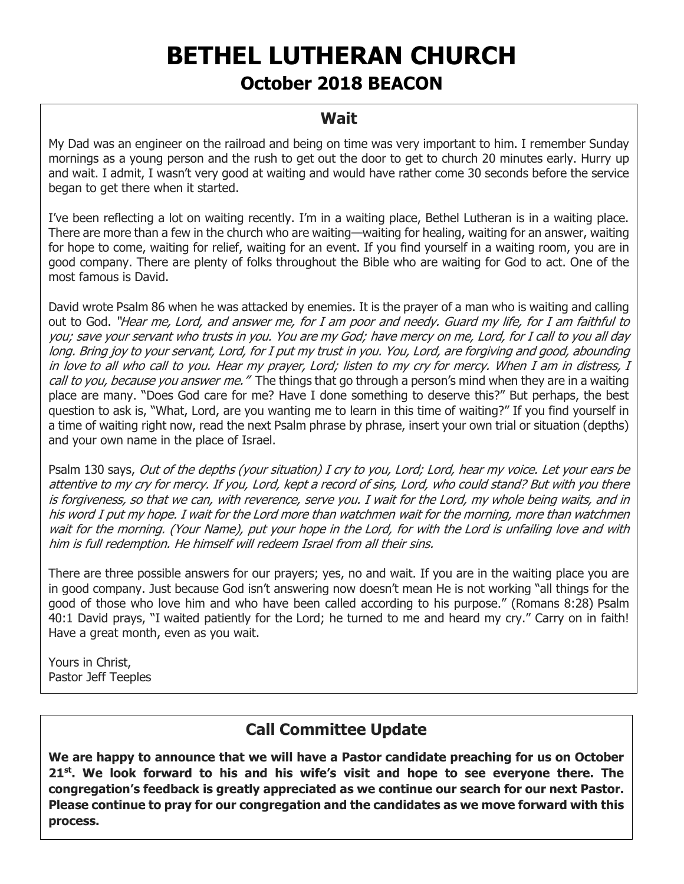# BETHEL LUTHERAN CHURCH

## October 2018 BEACON

### Wait

My Dad was an engineer on the railroad and being on time was very important to him. I remember Sunday mornings as a young person and the rush to get out the door to get to church 20 minutes early. Hurry up and wait. I admit, I wasn't very good at waiting and would have rather come 30 seconds before the service began to get there when it started.

I've been reflecting a lot on waiting recently. I'm in a waiting place, Bethel Lutheran is in a waiting place. There are more than a few in the church who are waiting—waiting for healing, waiting for an answer, waiting for hope to come, waiting for relief, waiting for an event. If you find yourself in a waiting room, you are in good company. There are plenty of folks throughout the Bible who are waiting for God to act. One of the most famous is David.

David wrote Psalm 86 when he was attacked by enemies. It is the prayer of a man who is waiting and calling out to God. *"Hear me, Lord, and answer me, for I am poor and needy. Guard my life, for I am faithful to you; save your servant who trusts in you. You are my God; have mercy on me, Lord, for I call to you all day long. Bring joy to your servant, Lord, for I put my trust in you. You, Lord, are forgiving and good, abounding in love to all who call to you. Hear my prayer, Lord; listen to my cry for mercy. When I am in distress, I call to you, because you answer me."* The things that go through a person's mind when they are in a waiting place are many. "Does God care for me? Have I done something to deserve this?" But perhaps, the best question to ask is, "What, Lord, are you wanting me to learn in this time of waiting?" If you find yourself in a time of waiting right now, read the next Psalm phrase by phrase, insert your own trial or situation (depths) and your own name in the place of Israel.

Psalm 130 says, *Out of the depths (your situation) I cry to you, Lord; Lord, hear my voice. Let your ears be attentive to my cry for mercy. If you, Lord, kept a record of sins, Lord, who could stand? But with you there is forgiveness, so that we can, with reverence, serve you. I wait for the Lord, my whole being waits, and in his word I put my hope. I wait for the Lord more than watchmen wait for the morning, more than watchmen wait for the morning. (Your Name), put your hope in the Lord, for with the Lord is unfailing love and with him is full redemption. He himself will redeem Israel from all their sins.*

There are three possible answers for our prayers; yes, no and wait. If you are in the waiting place you are in good company. Just because God isn't answering now doesn't mean He is not working "all things for the good of those who love him and who have been called according to his purpose." (Romans 8:28) Psalm 40:1 David prays, "I waited patiently for the Lord; he turned to me and heard my cry." Carry on in faith! Have a great month, even as you wait.

Yours in Christ,
Pastor Jeff Teeples

### Call Committee Update

**We are happy to announce that we will have a Pastor candidate preaching for us on October 21st. We look forward to his and his wife's visit and hope to see everyone there. The congregation's feedback is greatly appreciated as we continue our search for our next Pastor. Please continue to pray for our congregation and the candidates as we move forward with this process.**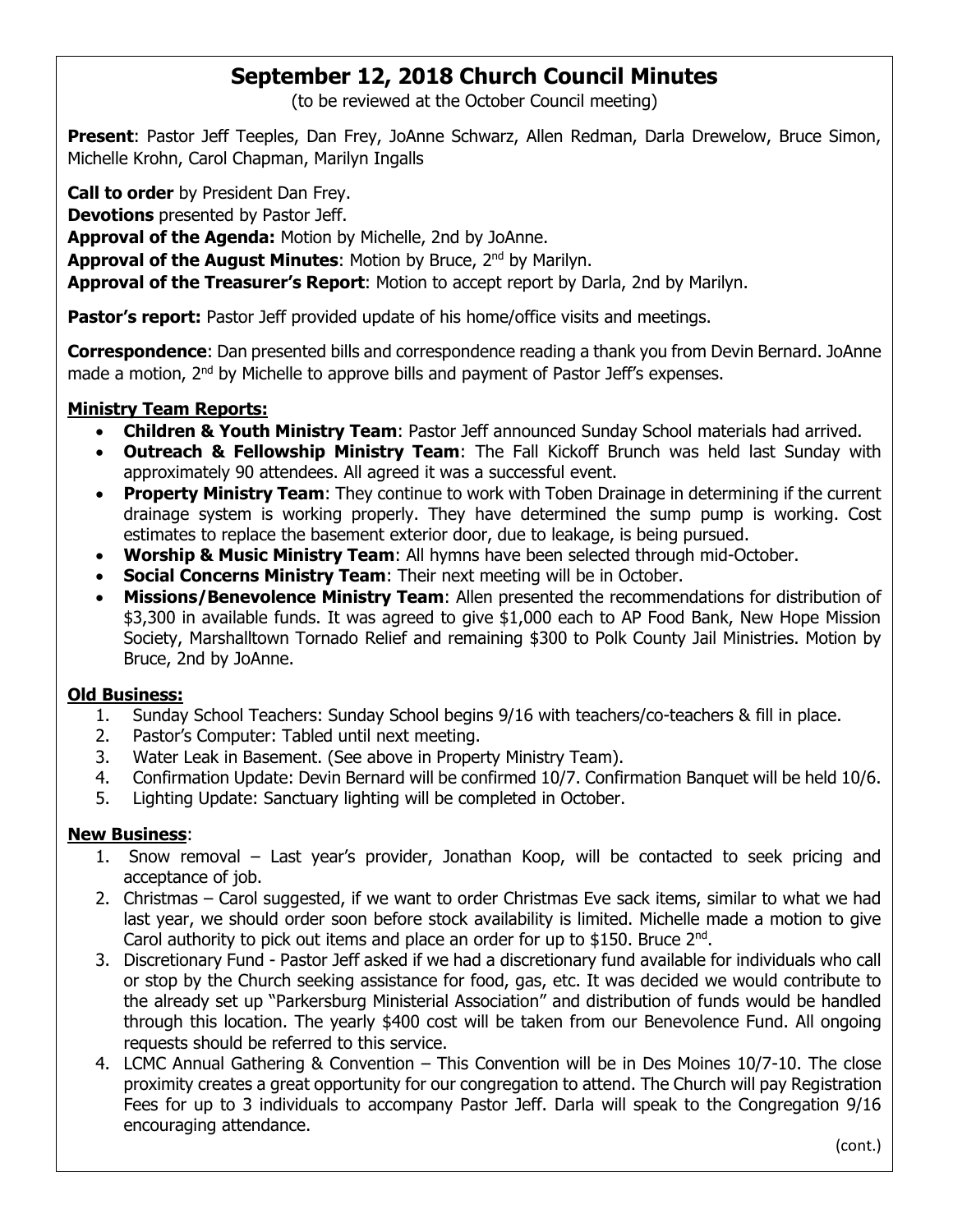# September 12, 2018 Church Council Minutes

(to be reviewed at the October Council meeting)

**Present**: Pastor Jeff Teeples, Dan Frey, JoAnne Schwarz, Allen Redman, Darla Drewelow, Bruce Simon, Michelle Krohn, Carol Chapman, Marilyn Ingalls

**Call to order** by President Dan Frey.
**Devotions** presented by Pastor Jeff.
**Approval of the Agenda:** Motion by Michelle, 2nd by JoAnne.
**Approval of the August Minutes**: Motion by Bruce, 2nd by Marilyn.
**Approval of the Treasurer's Report**: Motion to accept report by Darla, 2nd by Marilyn.

**Pastor's report:** Pastor Jeff provided update of his home/office visits and meetings.

**Correspondence**: Dan presented bills and correspondence reading a thank you from Devin Bernard. JoAnne made a motion, 2nd by Michelle to approve bills and payment of Pastor Jeff's expenses.

## Ministry Team Reports:

- **Children & Youth Ministry Team**: Pastor Jeff announced Sunday School materials had arrived.
- **Outreach & Fellowship Ministry Team**: The Fall Kickoff Brunch was held last Sunday with approximately 90 attendees. All agreed it was a successful event.
- **Property Ministry Team**: They continue to work with Toben Drainage in determining if the current drainage system is working properly. They have determined the sump pump is working. Cost estimates to replace the basement exterior door, due to leakage, is being pursued.
- **Worship & Music Ministry Team**: All hymns have been selected through mid-October.
- **Social Concerns Ministry Team**: Their next meeting will be in October.
- **Missions/Benevolence Ministry Team**: Allen presented the recommendations for distribution of $3,300 in available funds. It was agreed to give $1,000 each to AP Food Bank, New Hope Mission Society, Marshalltown Tornado Relief and remaining $300 to Polk County Jail Ministries. Motion by Bruce, 2nd by JoAnne.

## Old Business:

1. Sunday School Teachers: Sunday School begins 9/16 with teachers/co-teachers & fill in place.
2. Pastor's Computer: Tabled until next meeting.
3. Water Leak in Basement. (See above in Property Ministry Team).
4. Confirmation Update: Devin Bernard will be confirmed 10/7. Confirmation Banquet will be held 10/6.
5. Lighting Update: Sanctuary lighting will be completed in October.

## New Business:

1. Snow removal – Last year's provider, Jonathan Koop, will be contacted to seek pricing and acceptance of job.
2. Christmas – Carol suggested, if we want to order Christmas Eve sack items, similar to what we had last year, we should order soon before stock availability is limited. Michelle made a motion to give Carol authority to pick out items and place an order for up to $150. Bruce 2nd.
3. Discretionary Fund - Pastor Jeff asked if we had a discretionary fund available for individuals who call or stop by the Church seeking assistance for food, gas, etc. It was decided we would contribute to the already set up "Parkersburg Ministerial Association" and distribution of funds would be handled through this location. The yearly $400 cost will be taken from our Benevolence Fund. All ongoing requests should be referred to this service.
4. LCMC Annual Gathering & Convention – This Convention will be in Des Moines 10/7-10. The close proximity creates a great opportunity for our congregation to attend. The Church will pay Registration Fees for up to 3 individuals to accompany Pastor Jeff. Darla will speak to the Congregation 9/16 encouraging attendance.

(cont.)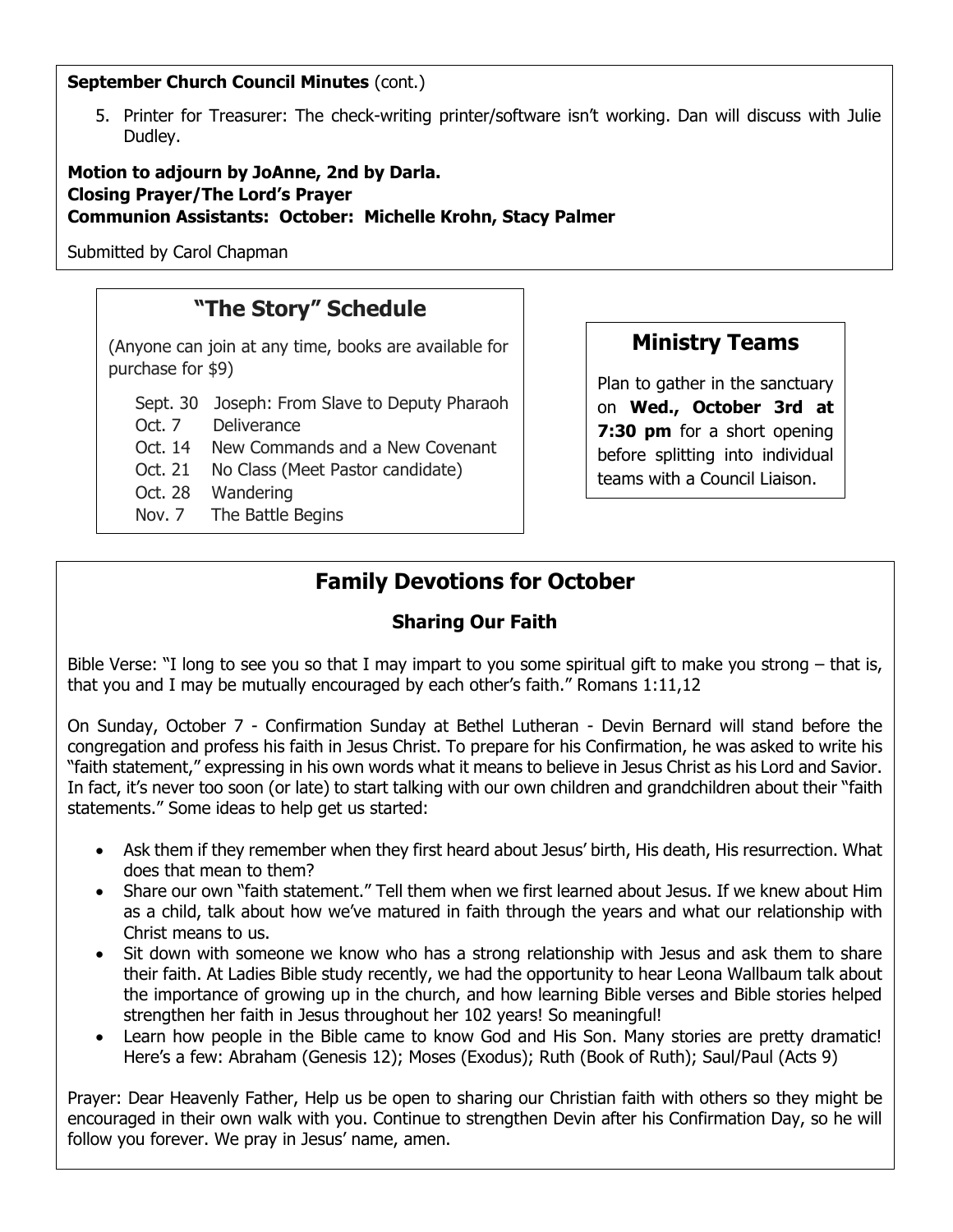**September Church Council Minutes** (cont.)

5. Printer for Treasurer: The check-writing printer/software isn't working. Dan will discuss with Julie Dudley.

**Motion to adjourn by JoAnne, 2nd by Darla.**
**Closing Prayer/The Lord's Prayer**
**Communion Assistants: October: Michelle Krohn, Stacy Palmer**

Submitted by Carol Chapman

## "The Story" Schedule

(Anyone can join at any time, books are available for purchase for $9)

| | |
|---|---|
| Sept. 30 | Joseph: From Slave to Deputy Pharaoh |
| Oct. 7 | Deliverance |
| Oct. 14 | New Commands and a New Covenant |
| Oct. 21 | No Class (Meet Pastor candidate) |
| Oct. 28 | Wandering |
| Nov. 7 | The Battle Begins |

## Ministry Teams

Plan to gather in the sanctuary on **Wed., October 3rd at 7:30 pm** for a short opening before splitting into individual teams with a Council Liaison.

## Family Devotions for October

### Sharing Our Faith

Bible Verse: "I long to see you so that I may impart to you some spiritual gift to make you strong – that is, that you and I may be mutually encouraged by each other's faith." Romans 1:11,12

On Sunday, October 7 - Confirmation Sunday at Bethel Lutheran - Devin Bernard will stand before the congregation and profess his faith in Jesus Christ. To prepare for his Confirmation, he was asked to write his "faith statement," expressing in his own words what it means to believe in Jesus Christ as his Lord and Savior. In fact, it's never too soon (or late) to start talking with our own children and grandchildren about their "faith statements." Some ideas to help get us started:

- Ask them if they remember when they first heard about Jesus' birth, His death, His resurrection. What does that mean to them?
- Share our own "faith statement." Tell them when we first learned about Jesus. If we knew about Him as a child, talk about how we've matured in faith through the years and what our relationship with Christ means to us.
- Sit down with someone we know who has a strong relationship with Jesus and ask them to share their faith. At Ladies Bible study recently, we had the opportunity to hear Leona Wallbaum talk about the importance of growing up in the church, and how learning Bible verses and Bible stories helped strengthen her faith in Jesus throughout her 102 years! So meaningful!
- Learn how people in the Bible came to know God and His Son. Many stories are pretty dramatic! Here's a few: Abraham (Genesis 12); Moses (Exodus); Ruth (Book of Ruth); Saul/Paul (Acts 9)

Prayer: Dear Heavenly Father, Help us be open to sharing our Christian faith with others so they might be encouraged in their own walk with you. Continue to strengthen Devin after his Confirmation Day, so he will follow you forever. We pray in Jesus' name, amen.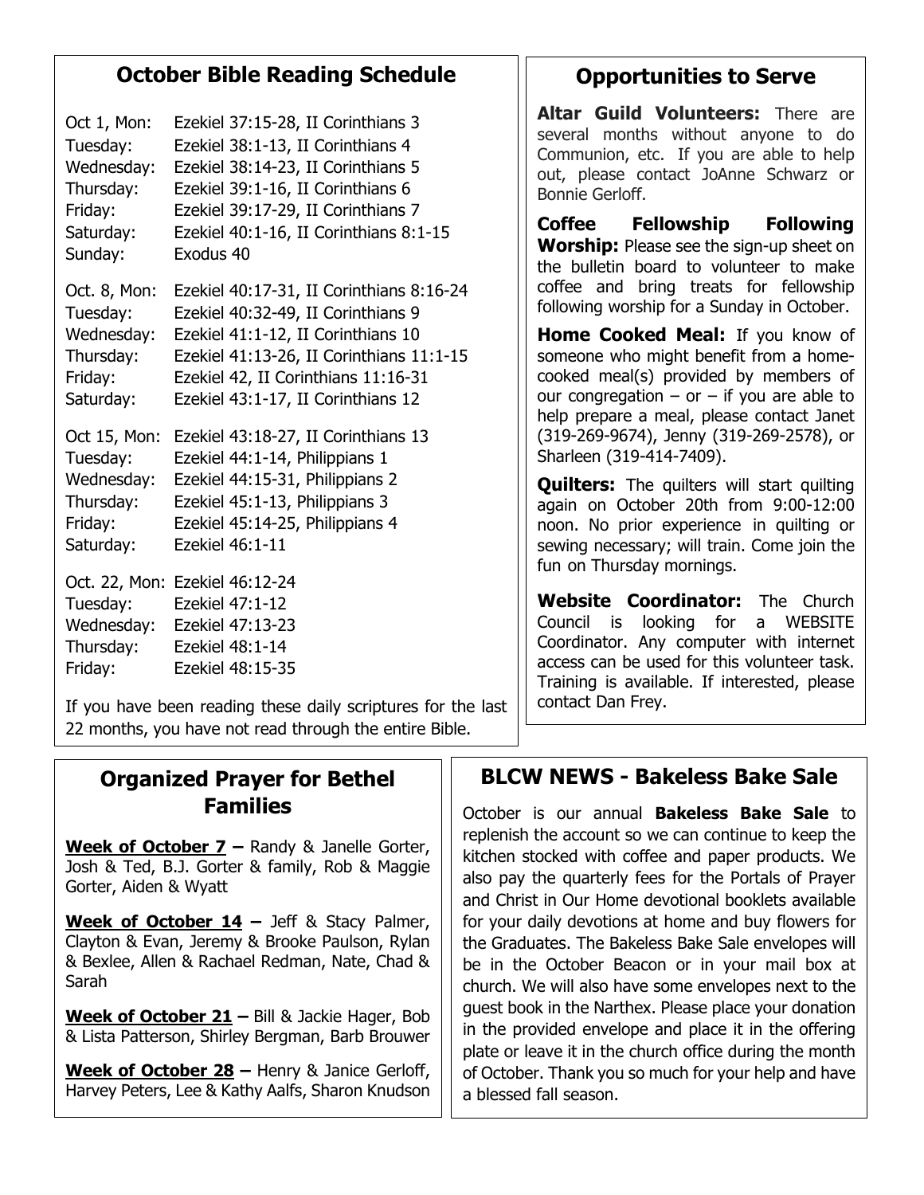## October Bible Reading Schedule

| | |
|---|---|
| Oct 1, Mon: | Ezekiel 37:15-28, II Corinthians 3 |
| Tuesday: | Ezekiel 38:1-13, II Corinthians 4 |
| Wednesday: | Ezekiel 38:14-23, II Corinthians 5 |
| Thursday: | Ezekiel 39:1-16, II Corinthians 6 |
| Friday: | Ezekiel 39:17-29, II Corinthians 7 |
| Saturday: | Ezekiel 40:1-16, II Corinthians 8:1-15 |
| Sunday: | Exodus 40 |
| Oct. 8, Mon: | Ezekiel 40:17-31, II Corinthians 8:16-24 |
| Tuesday: | Ezekiel 40:32-49, II Corinthians 9 |
| Wednesday: | Ezekiel 41:1-12, II Corinthians 10 |
| Thursday: | Ezekiel 41:13-26, II Corinthians 11:1-15 |
| Friday: | Ezekiel 42, II Corinthians 11:16-31 |
| Saturday: | Ezekiel 43:1-17, II Corinthians 12 |
| Oct 15, Mon: | Ezekiel 43:18-27, II Corinthians 13 |
| Tuesday: | Ezekiel 44:1-14, Philippians 1 |
| Wednesday: | Ezekiel 44:15-31, Philippians 2 |
| Thursday: | Ezekiel 45:1-13, Philippians 3 |
| Friday: | Ezekiel 45:14-25, Philippians 4 |
| Saturday: | Ezekiel 46:1-11 |
| Oct. 22, Mon: | Ezekiel 46:12-24 |
| Tuesday: | Ezekiel 47:1-12 |
| Wednesday: | Ezekiel 47:13-23 |
| Thursday: | Ezekiel 48:1-14 |
| Friday: | Ezekiel 48:15-35 |

If you have been reading these daily scriptures for the last 22 months, you have not read through the entire Bible.

## Opportunities to Serve

**Altar Guild Volunteers:** There are several months without anyone to do Communion, etc. If you are able to help out, please contact JoAnne Schwarz or Bonnie Gerloff.

**Coffee Fellowship Following Worship:** Please see the sign-up sheet on the bulletin board to volunteer to make coffee and bring treats for fellowship following worship for a Sunday in October.

**Home Cooked Meal:** If you know of someone who might benefit from a home-cooked meal(s) provided by members of our congregation – or – if you are able to help prepare a meal, please contact Janet (319-269-9674), Jenny (319-269-2578), or Sharleen (319-414-7409).

**Quilters:** The quilters will start quilting again on October 20th from 9:00-12:00 noon. No prior experience in quilting or sewing necessary; will train. Come join the fun on Thursday mornings.

**Website Coordinator:** The Church Council is looking for a WEBSITE Coordinator. Any computer with internet access can be used for this volunteer task. Training is available. If interested, please contact Dan Frey.

## Organized Prayer for Bethel Families

**Week of October 7 –** Randy & Janelle Gorter, Josh & Ted, B.J. Gorter & family, Rob & Maggie Gorter, Aiden & Wyatt

**Week of October 14 –** Jeff & Stacy Palmer, Clayton & Evan, Jeremy & Brooke Paulson, Rylan & Bexlee, Allen & Rachael Redman, Nate, Chad & Sarah

**Week of October 21 –** Bill & Jackie Hager, Bob & Lista Patterson, Shirley Bergman, Barb Brouwer

**Week of October 28 –** Henry & Janice Gerloff, Harvey Peters, Lee & Kathy Aalfs, Sharon Knudson

## BLCW NEWS - Bakeless Bake Sale

October is our annual **Bakeless Bake Sale** to replenish the account so we can continue to keep the kitchen stocked with coffee and paper products. We also pay the quarterly fees for the Portals of Prayer and Christ in Our Home devotional booklets available for your daily devotions at home and buy flowers for the Graduates. The Bakeless Bake Sale envelopes will be in the October Beacon or in your mail box at church. We will also have some envelopes next to the guest book in the Narthex. Please place your donation in the provided envelope and place it in the offering plate or leave it in the church office during the month of October. Thank you so much for your help and have a blessed fall season.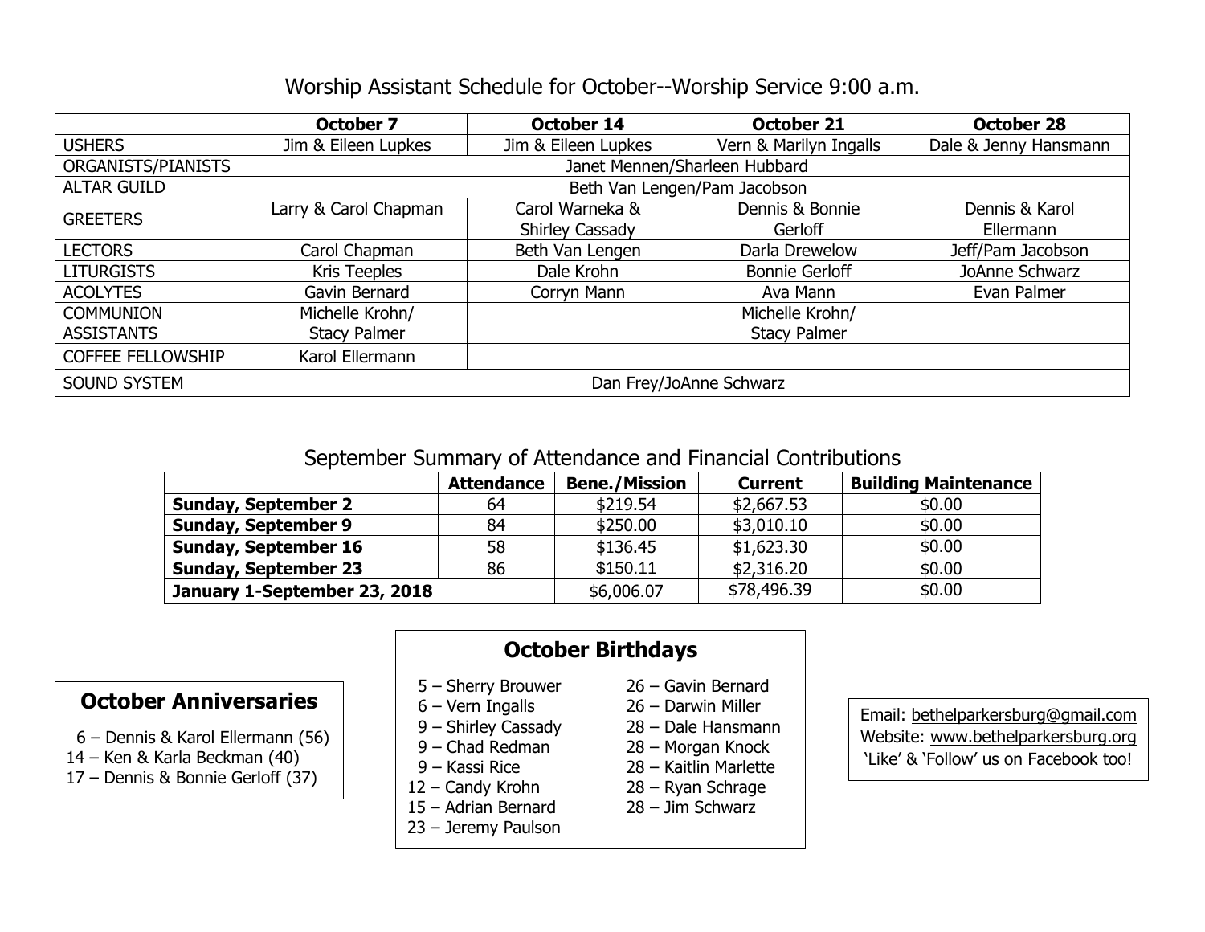## Worship Assistant Schedule for October--Worship Service 9:00 a.m.

| | October 7 | October 14 | October 21 | October 28 |
|---|---|---|---|---|
| USHERS | Jim & Eileen Lupkes | Jim & Eileen Lupkes | Vern & Marilyn Ingalls | Dale & Jenny Hansmann |
| ORGANISTS/PIANISTS | Janet Mennen/Sharleen Hubbard | | | |
| ALTAR GUILD | Beth Van Lengen/Pam Jacobson | | | |
| GREETERS | Larry & Carol Chapman | Carol Warneka & Shirley Cassady | Dennis & Bonnie Gerloff | Dennis & Karol Ellermann |
| LECTORS | Carol Chapman | Beth Van Lengen | Darla Drewelow | Jeff/Pam Jacobson |
| LITURGISTS | Kris Teeples | Dale Krohn | Bonnie Gerloff | JoAnne Schwarz |
| ACOLYTES | Gavin Bernard | Corryn Mann | Ava Mann | Evan Palmer |
| COMMUNION ASSISTANTS | Michelle Krohn/ Stacy Palmer | | Michelle Krohn/ Stacy Palmer | |
| COFFEE FELLOWSHIP | Karol Ellermann | | | |
| SOUND SYSTEM | Dan Frey/JoAnne Schwarz | | | |

## September Summary of Attendance and Financial Contributions

| | Attendance | Bene./Mission | Current | Building Maintenance |
|---|---|---|---|---|
| **Sunday, September 2** | 64 | $219.54 | $2,667.53 | $0.00 |
| **Sunday, September 9** | 84 | $250.00 | $3,010.10 | $0.00 |
| **Sunday, September 16** | 58 | $136.45 | $1,623.30 | $0.00 |
| **Sunday, September 23** | 86 | $150.11 | $2,316.20 | $0.00 |
| **January 1-September 23, 2018** | | $6,006.07 | $78,496.39 | $0.00 |

### October Anniversaries

6 – Dennis & Karol Ellermann (56)
14 – Ken & Karla Beckman (40)
17 – Dennis & Bonnie Gerloff (37)

### October Birthdays

5 – Sherry Brouwer
6 – Vern Ingalls
9 – Shirley Cassady
9 – Chad Redman
9 – Kassi Rice
12 – Candy Krohn
15 – Adrian Bernard
23 – Jeremy Paulson
26 – Gavin Bernard
26 – Darwin Miller
28 – Dale Hansmann
28 – Morgan Knock
28 – Kaitlin Marlette
28 – Ryan Schrage
28 – Jim Schwarz

Email: bethelparkersburg@gmail.com
Website: www.bethelparkersburg.org
'Like' & 'Follow' us on Facebook too!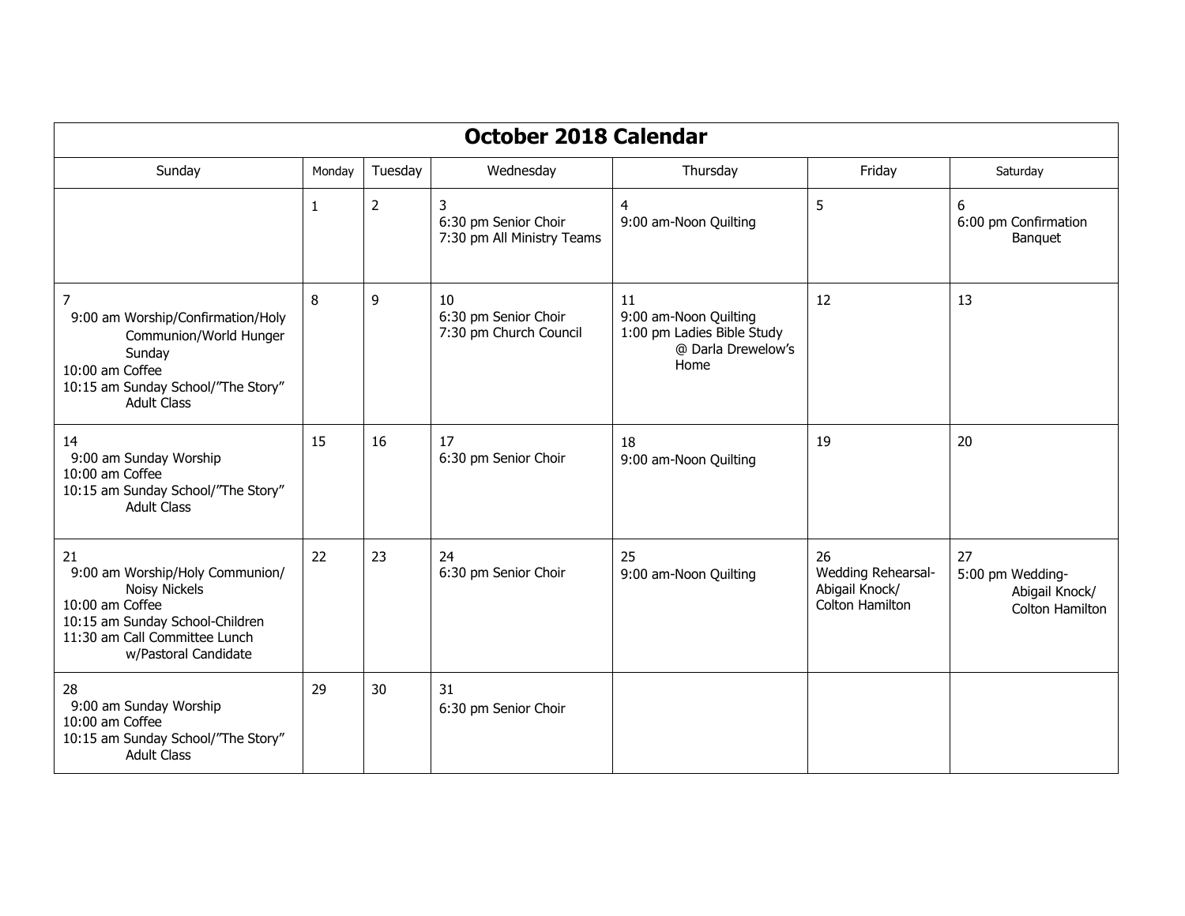# October 2018 Calendar

| Sunday | Monday | Tuesday | Wednesday | Thursday | Friday | Saturday |
|---|---|---|---|---|---|---|
| | 1 | 2 | 3<br>6:30 pm Senior Choir<br>7:30 pm All Ministry Teams | 4<br>9:00 am-Noon Quilting | 5 | 6<br>6:00 pm Confirmation Banquet |
| 7<br>9:00 am Worship/Confirmation/Holy Communion/World Hunger Sunday<br>10:00 am Coffee<br>10:15 am Sunday School/"The Story" Adult Class | 8 | 9 | 10<br>6:30 pm Senior Choir<br>7:30 pm Church Council | 11<br>9:00 am-Noon Quilting<br>1:00 pm Ladies Bible Study @ Darla Drewelow's Home | 12 | 13 |
| 14<br>9:00 am Sunday Worship<br>10:00 am Coffee<br>10:15 am Sunday School/"The Story" Adult Class | 15 | 16 | 17<br>6:30 pm Senior Choir | 18<br>9:00 am-Noon Quilting | 19 | 20 |
| 21<br>9:00 am Worship/Holy Communion/ Noisy Nickels<br>10:00 am Coffee<br>10:15 am Sunday School-Children<br>11:30 am Call Committee Lunch w/Pastoral Candidate | 22 | 23 | 24<br>6:30 pm Senior Choir | 25<br>9:00 am-Noon Quilting | 26<br>Wedding Rehearsal-Abigail Knock/ Colton Hamilton | 27<br>5:00 pm Wedding-Abigail Knock/ Colton Hamilton |
| 28<br>9:00 am Sunday Worship<br>10:00 am Coffee<br>10:15 am Sunday School/"The Story" Adult Class | 29 | 30 | 31<br>6:30 pm Senior Choir | | | |